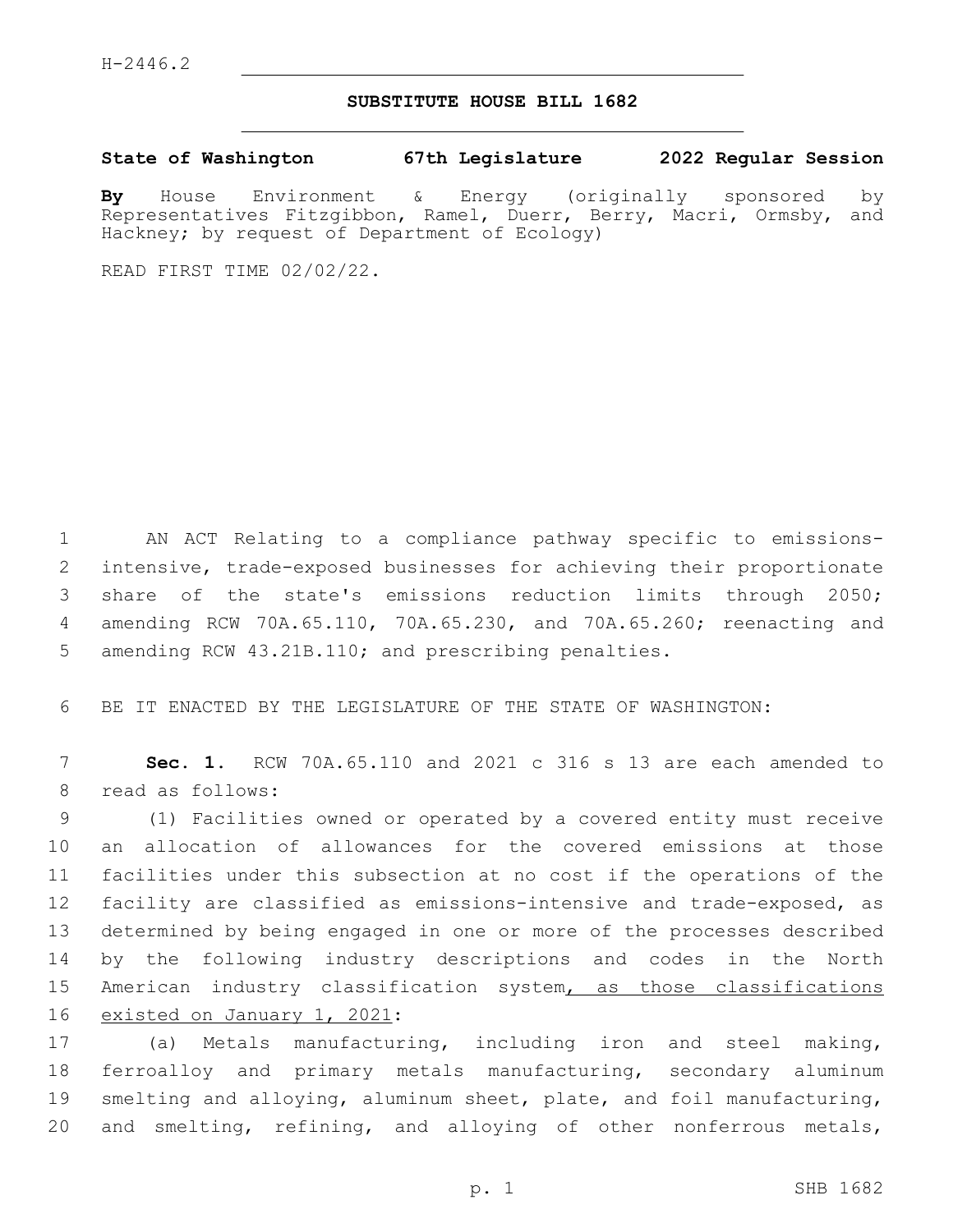H-2446.2

# SUBSTITUTE HOUSE BILL 1682

**State of Washington 67th Legislature 2022 Regular Session**

**By** House Environment & Energy (originally sponsored by Representatives Fitzgibbon, Ramel, Duerr, Berry, Macri, Ormsby, and Hackney; by request of Department of Ecology)

READ FIRST TIME 02/02/22.

AN ACT Relating to a compliance pathway specific to emissions-intensive, trade-exposed businesses for achieving their proportionate share of the state's emissions reduction limits through 2050; amending RCW 70A.65.110, 70A.65.230, and 70A.65.260; reenacting and amending RCW 43.21B.110; and prescribing penalties.

BE IT ENACTED BY THE LEGISLATURE OF THE STATE OF WASHINGTON:

**Sec. 1.** RCW 70A.65.110 and 2021 c 316 s 13 are each amended to read as follows:

(1) Facilities owned or operated by a covered entity must receive an allocation of allowances for the covered emissions at those facilities under this subsection at no cost if the operations of the facility are classified as emissions-intensive and trade-exposed, as determined by being engaged in one or more of the processes described by the following industry descriptions and codes in the North American industry classification system, as those classifications existed on January 1, 2021:

(a) Metals manufacturing, including iron and steel making, ferroalloy and primary metals manufacturing, secondary aluminum smelting and alloying, aluminum sheet, plate, and foil manufacturing, and smelting, refining, and alloying of other nonferrous metals,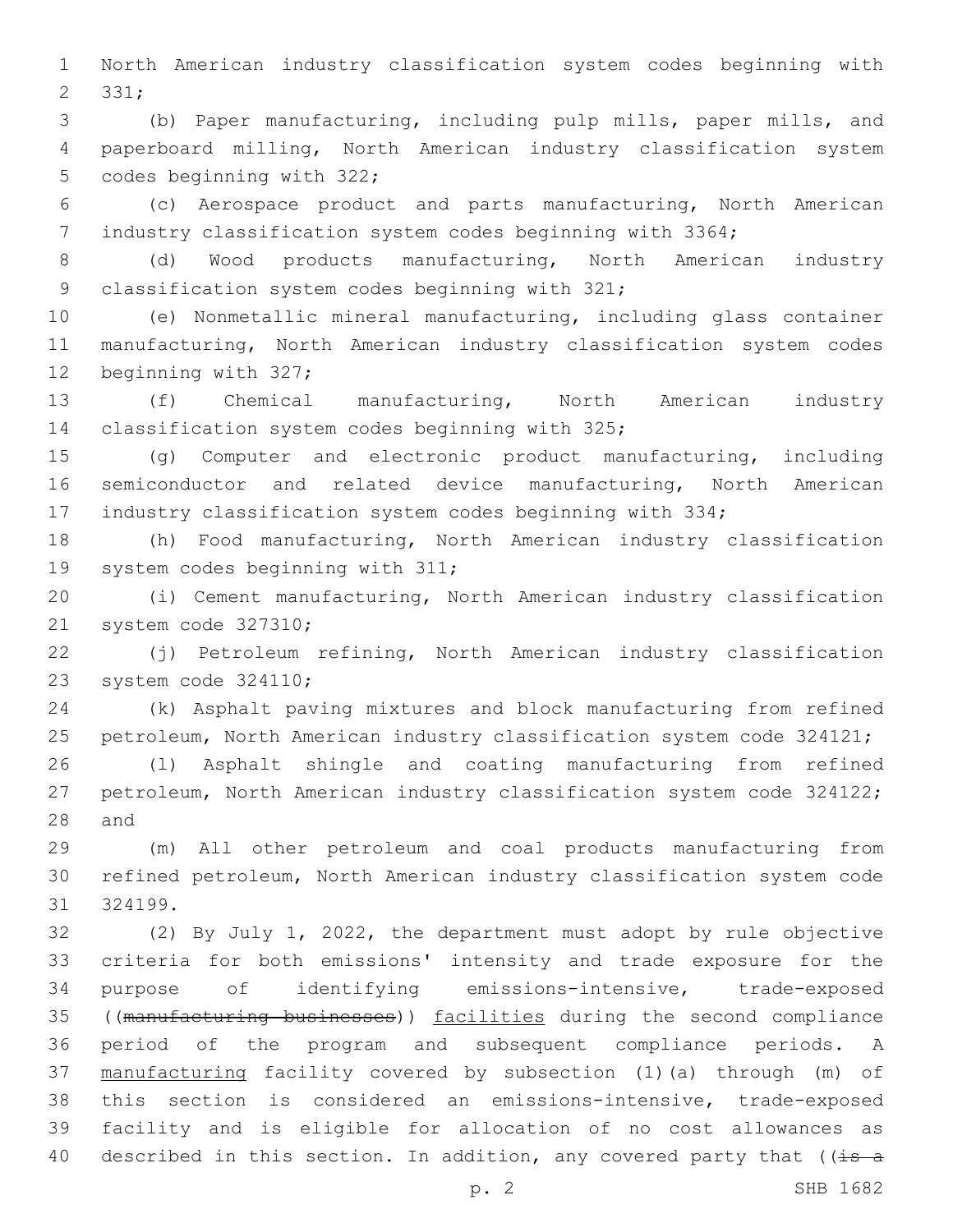North American industry classification system codes beginning with 331;

(b) Paper manufacturing, including pulp mills, paper mills, and paperboard milling, North American industry classification system codes beginning with 322;

(c) Aerospace product and parts manufacturing, North American industry classification system codes beginning with 3364;

(d) Wood products manufacturing, North American industry classification system codes beginning with 321;

(e) Nonmetallic mineral manufacturing, including glass container manufacturing, North American industry classification system codes beginning with 327;

(f) Chemical manufacturing, North American industry classification system codes beginning with 325;

(g) Computer and electronic product manufacturing, including semiconductor and related device manufacturing, North American industry classification system codes beginning with 334;

(h) Food manufacturing, North American industry classification system codes beginning with 311;

(i) Cement manufacturing, North American industry classification system code 327310;

(j) Petroleum refining, North American industry classification system code 324110;

(k) Asphalt paving mixtures and block manufacturing from refined petroleum, North American industry classification system code 324121;

(l) Asphalt shingle and coating manufacturing from refined petroleum, North American industry classification system code 324122; and

(m) All other petroleum and coal products manufacturing from refined petroleum, North American industry classification system code 324199.

(2) By July 1, 2022, the department must adopt by rule objective criteria for both emissions' intensity and trade exposure for the purpose of identifying emissions-intensive, trade-exposed ((~~manufacturing businesses~~)) facilities during the second compliance period of the program and subsequent compliance periods. A manufacturing facility covered by subsection (1)(a) through (m) of this section is considered an emissions-intensive, trade-exposed facility and is eligible for allocation of no cost allowances as described in this section. In addition, any covered party that ((~~is a~~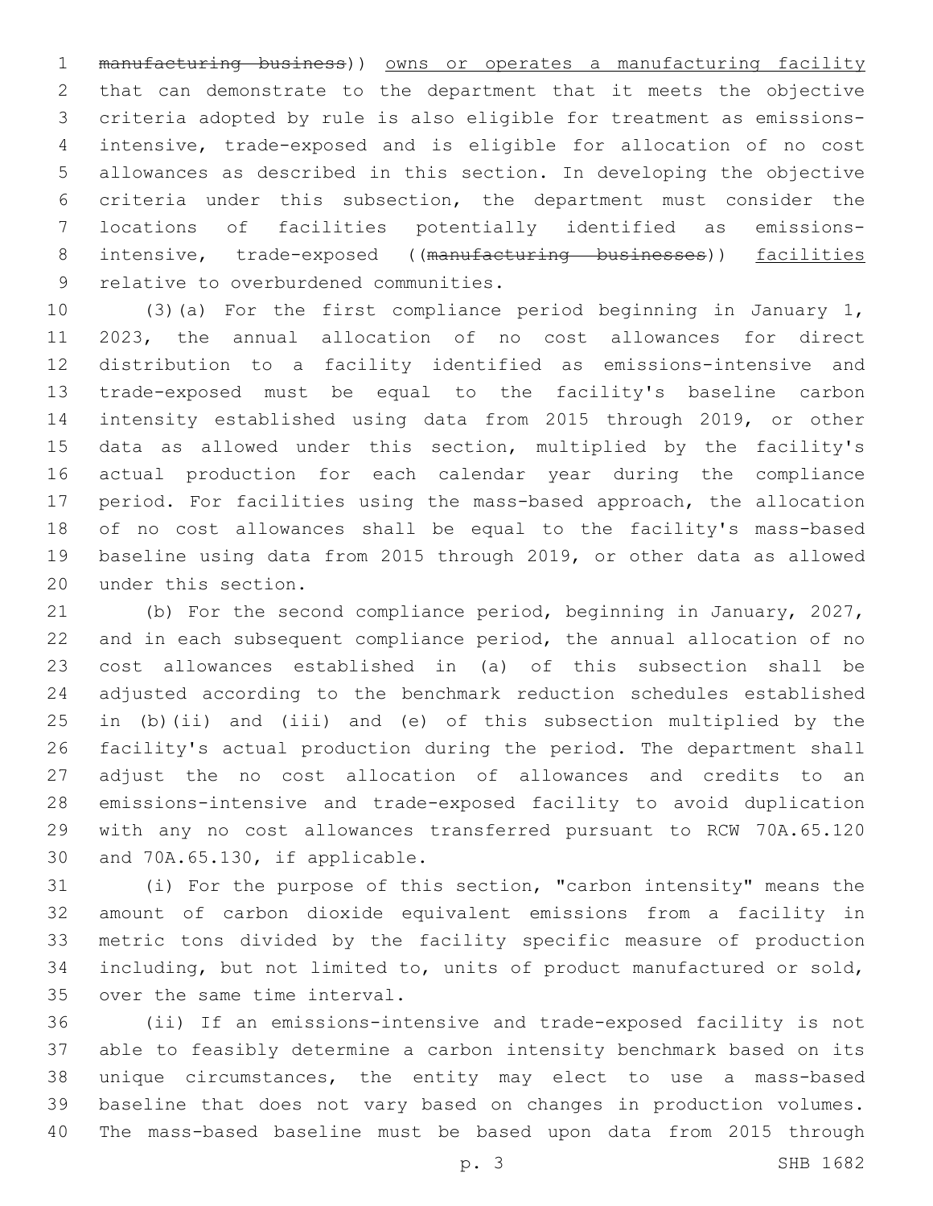~~manufacturing business~~)) owns or operates a manufacturing facility that can demonstrate to the department that it meets the objective criteria adopted by rule is also eligible for treatment as emissions-intensive, trade-exposed and is eligible for allocation of no cost allowances as described in this section. In developing the objective criteria under this subsection, the department must consider the locations of facilities potentially identified as emissions-intensive, trade-exposed ((~~manufacturing businesses~~)) facilities relative to overburdened communities.

(3)(a) For the first compliance period beginning in January 1, 2023, the annual allocation of no cost allowances for direct distribution to a facility identified as emissions-intensive and trade-exposed must be equal to the facility's baseline carbon intensity established using data from 2015 through 2019, or other data as allowed under this section, multiplied by the facility's actual production for each calendar year during the compliance period. For facilities using the mass-based approach, the allocation of no cost allowances shall be equal to the facility's mass-based baseline using data from 2015 through 2019, or other data as allowed under this section.

(b) For the second compliance period, beginning in January, 2027, and in each subsequent compliance period, the annual allocation of no cost allowances established in (a) of this subsection shall be adjusted according to the benchmark reduction schedules established in (b)(ii) and (iii) and (e) of this subsection multiplied by the facility's actual production during the period. The department shall adjust the no cost allocation of allowances and credits to an emissions-intensive and trade-exposed facility to avoid duplication with any no cost allowances transferred pursuant to RCW 70A.65.120 and 70A.65.130, if applicable.

(i) For the purpose of this section, "carbon intensity" means the amount of carbon dioxide equivalent emissions from a facility in metric tons divided by the facility specific measure of production including, but not limited to, units of product manufactured or sold, over the same time interval.

(ii) If an emissions-intensive and trade-exposed facility is not able to feasibly determine a carbon intensity benchmark based on its unique circumstances, the entity may elect to use a mass-based baseline that does not vary based on changes in production volumes. The mass-based baseline must be based upon data from 2015 through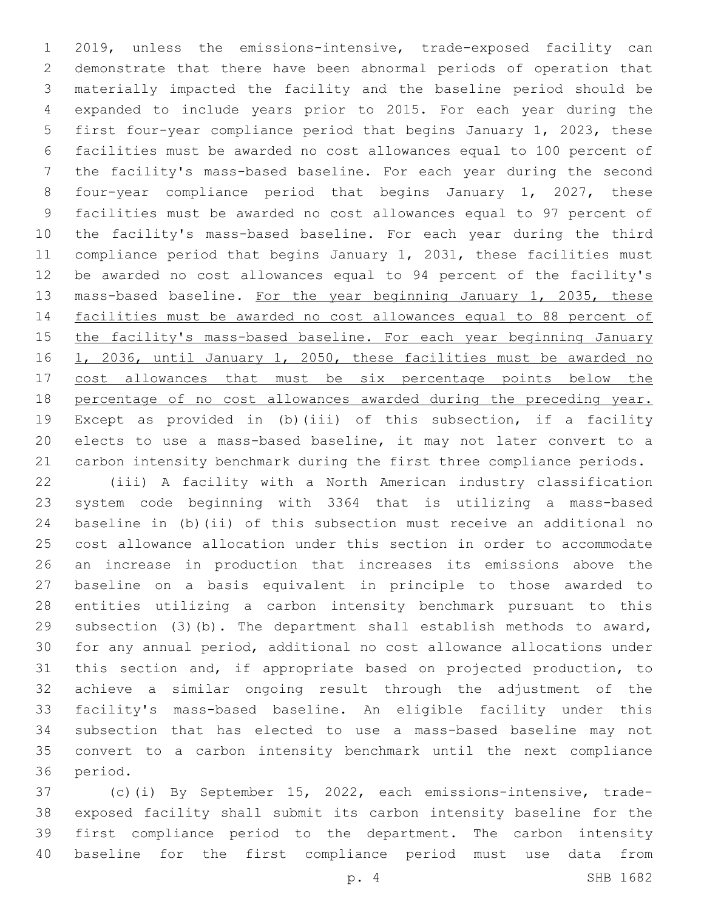2019, unless the emissions-intensive, trade-exposed facility can demonstrate that there have been abnormal periods of operation that materially impacted the facility and the baseline period should be expanded to include years prior to 2015. For each year during the first four-year compliance period that begins January 1, 2023, these facilities must be awarded no cost allowances equal to 100 percent of the facility's mass-based baseline. For each year during the second four-year compliance period that begins January 1, 2027, these facilities must be awarded no cost allowances equal to 97 percent of the facility's mass-based baseline. For each year during the third compliance period that begins January 1, 2031, these facilities must be awarded no cost allowances equal to 94 percent of the facility's mass-based baseline. <u>For the year beginning January 1, 2035, these facilities must be awarded no cost allowances equal to 88 percent of the facility's mass-based baseline. For each year beginning January 1, 2036, until January 1, 2050, these facilities must be awarded no cost allowances that must be six percentage points below the percentage of no cost allowances awarded during the preceding year.</u> Except as provided in (b)(iii) of this subsection, if a facility elects to use a mass-based baseline, it may not later convert to a carbon intensity benchmark during the first three compliance periods.

(iii) A facility with a North American industry classification system code beginning with 3364 that is utilizing a mass-based baseline in (b)(ii) of this subsection must receive an additional no cost allowance allocation under this section in order to accommodate an increase in production that increases its emissions above the baseline on a basis equivalent in principle to those awarded to entities utilizing a carbon intensity benchmark pursuant to this subsection (3)(b). The department shall establish methods to award, for any annual period, additional no cost allowance allocations under this section and, if appropriate based on projected production, to achieve a similar ongoing result through the adjustment of the facility's mass-based baseline. An eligible facility under this subsection that has elected to use a mass-based baseline may not convert to a carbon intensity benchmark until the next compliance period.

(c)(i) By September 15, 2022, each emissions-intensive, trade-exposed facility shall submit its carbon intensity baseline for the first compliance period to the department. The carbon intensity baseline for the first compliance period must use data from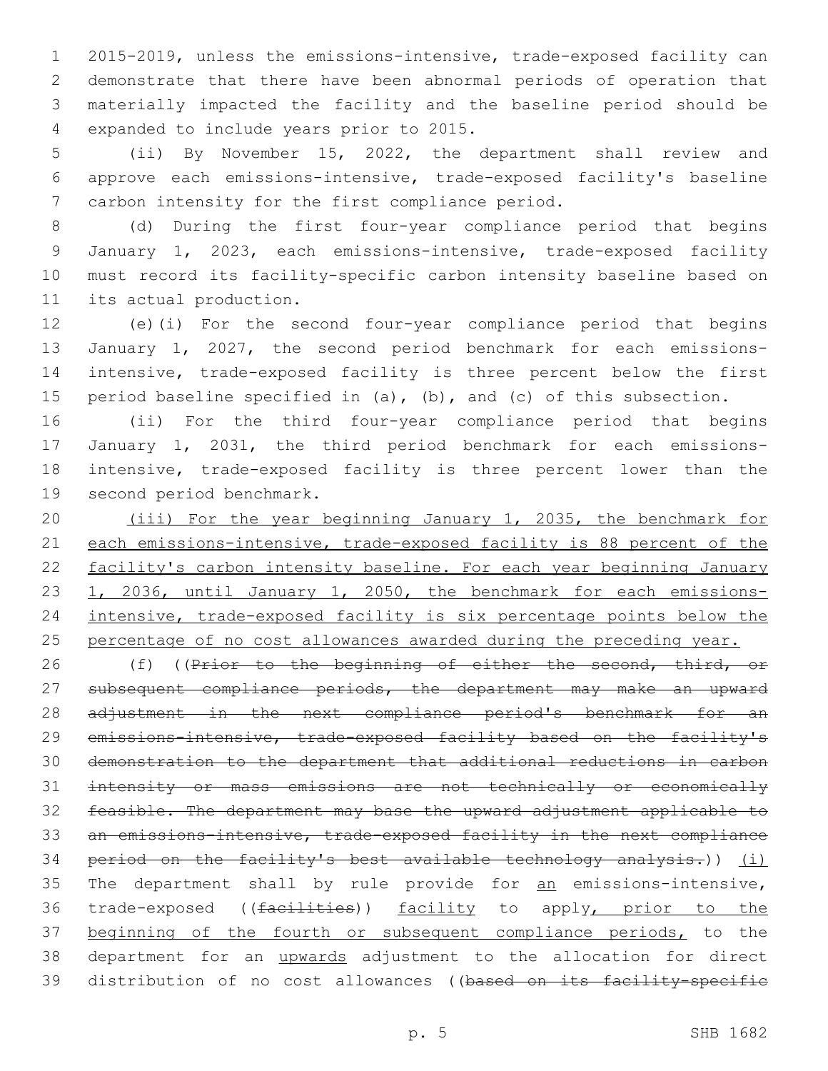2015-2019, unless the emissions-intensive, trade-exposed facility can demonstrate that there have been abnormal periods of operation that materially impacted the facility and the baseline period should be expanded to include years prior to 2015.

(ii) By November 15, 2022, the department shall review and approve each emissions-intensive, trade-exposed facility's baseline carbon intensity for the first compliance period.

(d) During the first four-year compliance period that begins January 1, 2023, each emissions-intensive, trade-exposed facility must record its facility-specific carbon intensity baseline based on its actual production.

(e)(i) For the second four-year compliance period that begins January 1, 2027, the second period benchmark for each emissions-intensive, trade-exposed facility is three percent below the first period baseline specified in (a), (b), and (c) of this subsection.

(ii) For the third four-year compliance period that begins January 1, 2031, the third period benchmark for each emissions-intensive, trade-exposed facility is three percent lower than the second period benchmark.

<u>(iii) For the year beginning January 1, 2035, the benchmark for each emissions-intensive, trade-exposed facility is 88 percent of the facility's carbon intensity baseline. For each year beginning January 1, 2036, until January 1, 2050, the benchmark for each emissions-intensive, trade-exposed facility is six percentage points below the percentage of no cost allowances awarded during the preceding year.</u>

(f) ((~~Prior to the beginning of either the second, third, or subsequent compliance periods, the department may make an upward adjustment in the next compliance period's benchmark for an emissions-intensive, trade-exposed facility based on the facility's demonstration to the department that additional reductions in carbon intensity or mass emissions are not technically or economically feasible. The department may base the upward adjustment applicable to an emissions-intensive, trade-exposed facility in the next compliance period on the facility's best available technology analysis.~~)) <u>(i)</u> The department shall by rule provide for <u>an</u> emissions-intensive, trade-exposed ((~~facilities~~)) <u>facility</u> to apply<u>, prior to the beginning of the fourth or subsequent compliance periods,</u> to the department for an <u>upwards</u> adjustment to the allocation for direct distribution of no cost allowances ((~~based on its facility-specific~~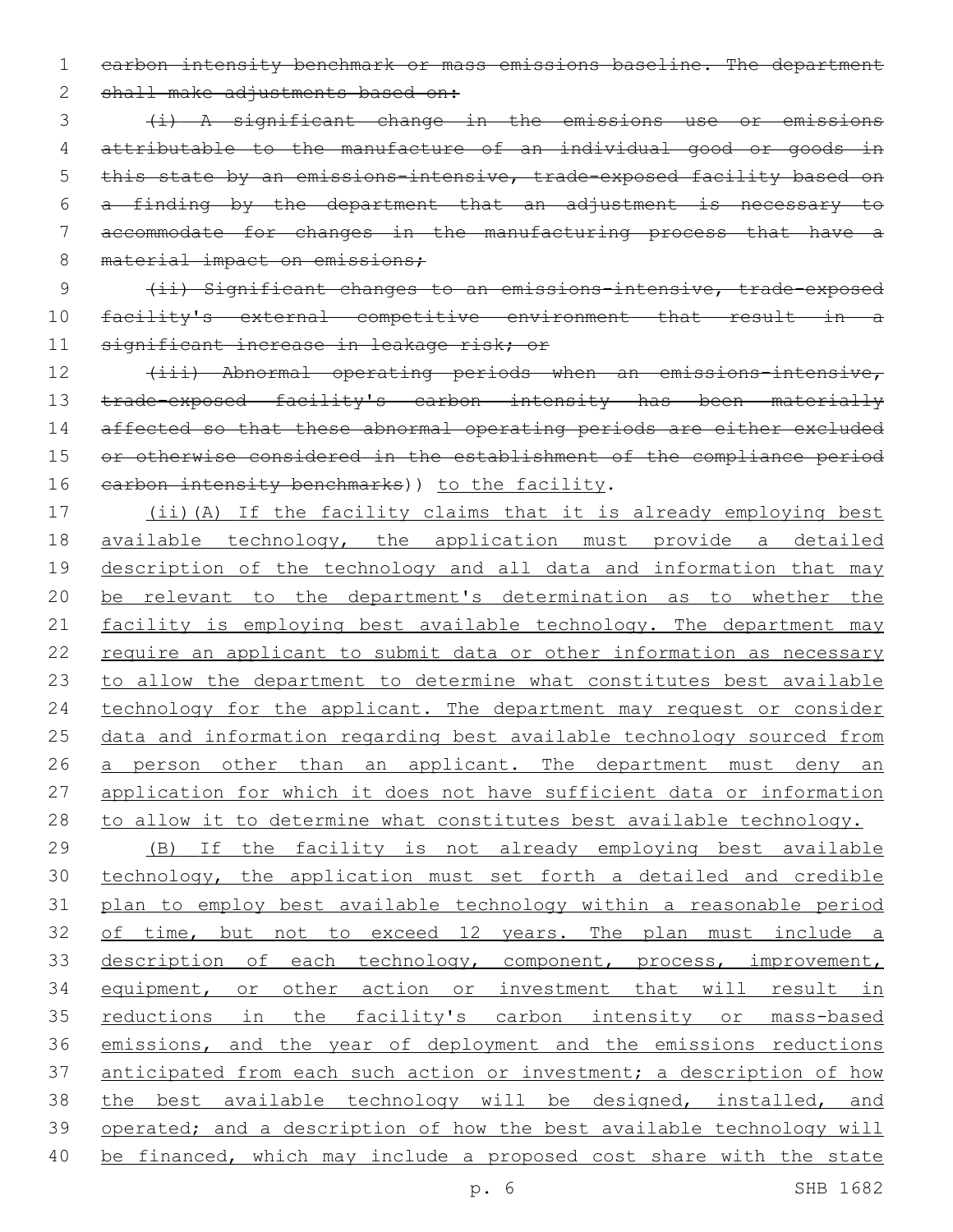~~carbon intensity benchmark or mass emissions baseline. The department shall make adjustments based on:~~

~~(i) A significant change in the emissions use or emissions attributable to the manufacture of an individual good or goods in this state by an emissions-intensive, trade-exposed facility based on a finding by the department that an adjustment is necessary to accommodate for changes in the manufacturing process that have a material impact on emissions;~~

~~(ii) Significant changes to an emissions-intensive, trade-exposed facility's external competitive environment that result in a significant increase in leakage risk; or~~

~~(iii) Abnormal operating periods when an emissions-intensive, trade-exposed facility's carbon intensity has been materially affected so that these abnormal operating periods are either excluded or otherwise considered in the establishment of the compliance period carbon intensity benchmarks~~)) <u>to the facility</u>.

<u>(ii)(A) If the facility claims that it is already employing best available technology, the application must provide a detailed description of the technology and all data and information that may be relevant to the department's determination as to whether the facility is employing best available technology. The department may require an applicant to submit data or other information as necessary to allow the department to determine what constitutes best available technology for the applicant. The department may request or consider data and information regarding best available technology sourced from a person other than an applicant. The department must deny an application for which it does not have sufficient data or information to allow it to determine what constitutes best available technology.</u>

<u>(B) If the facility is not already employing best available technology, the application must set forth a detailed and credible plan to employ best available technology within a reasonable period of time, but not to exceed 12 years. The plan must include a description of each technology, component, process, improvement, equipment, or other action or investment that will result in reductions in the facility's carbon intensity or mass-based emissions, and the year of deployment and the emissions reductions anticipated from each such action or investment; a description of how the best available technology will be designed, installed, and operated; and a description of how the best available technology will be financed, which may include a proposed cost share with the state</u>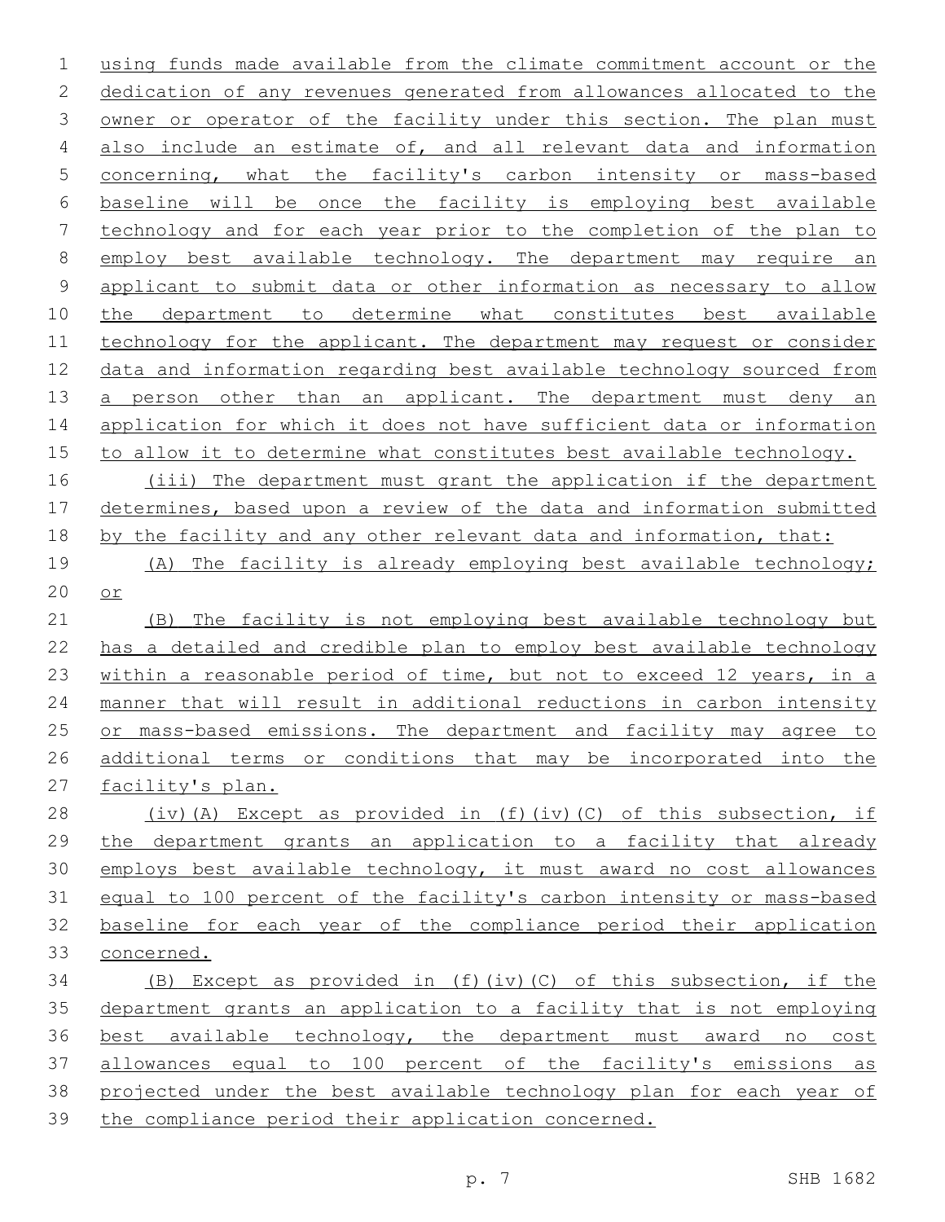using funds made available from the climate commitment account or the dedication of any revenues generated from allowances allocated to the owner or operator of the facility under this section. The plan must also include an estimate of, and all relevant data and information concerning, what the facility's carbon intensity or mass-based baseline will be once the facility is employing best available technology and for each year prior to the completion of the plan to employ best available technology. The department may require an applicant to submit data or other information as necessary to allow the department to determine what constitutes best available technology for the applicant. The department may request or consider data and information regarding best available technology sourced from a person other than an applicant. The department must deny an application for which it does not have sufficient data or information to allow it to determine what constitutes best available technology.

(iii) The department must grant the application if the department determines, based upon a review of the data and information submitted by the facility and any other relevant data and information, that:

(A) The facility is already employing best available technology; or

(B) The facility is not employing best available technology but has a detailed and credible plan to employ best available technology within a reasonable period of time, but not to exceed 12 years, in a manner that will result in additional reductions in carbon intensity or mass-based emissions. The department and facility may agree to additional terms or conditions that may be incorporated into the facility's plan.

(iv)(A) Except as provided in (f)(iv)(C) of this subsection, if the department grants an application to a facility that already employs best available technology, it must award no cost allowances equal to 100 percent of the facility's carbon intensity or mass-based baseline for each year of the compliance period their application concerned.

(B) Except as provided in (f)(iv)(C) of this subsection, if the department grants an application to a facility that is not employing best available technology, the department must award no cost allowances equal to 100 percent of the facility's emissions as projected under the best available technology plan for each year of the compliance period their application concerned.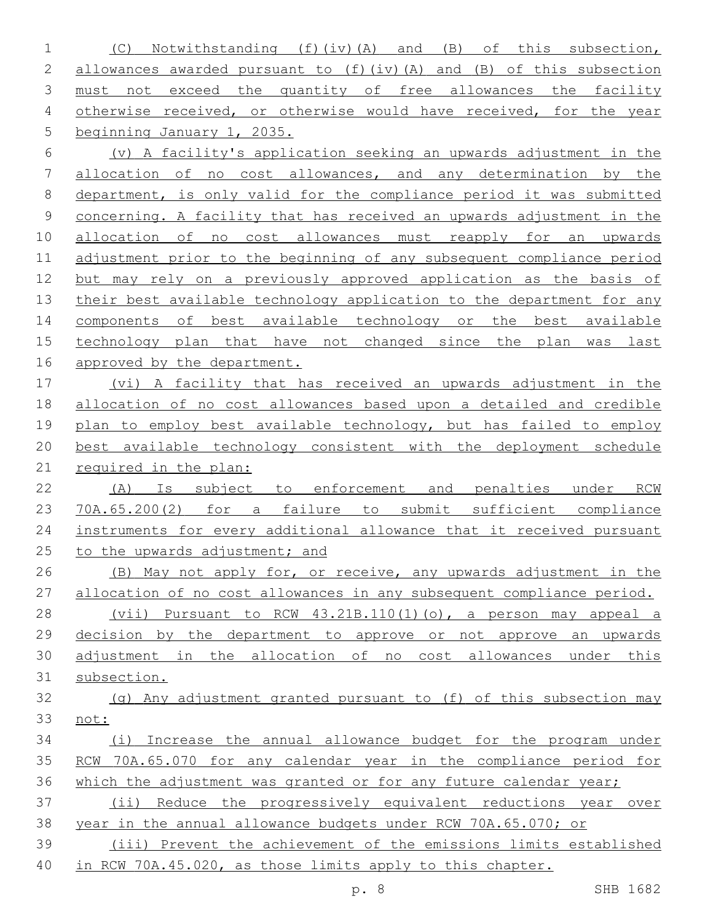(C) Notwithstanding (f)(iv)(A) and (B) of this subsection, allowances awarded pursuant to (f)(iv)(A) and (B) of this subsection must not exceed the quantity of free allowances the facility otherwise received, or otherwise would have received, for the year beginning January 1, 2035.

(v) A facility's application seeking an upwards adjustment in the allocation of no cost allowances, and any determination by the department, is only valid for the compliance period it was submitted concerning. A facility that has received an upwards adjustment in the allocation of no cost allowances must reapply for an upwards adjustment prior to the beginning of any subsequent compliance period but may rely on a previously approved application as the basis of their best available technology application to the department for any components of best available technology or the best available technology plan that have not changed since the plan was last approved by the department.

(vi) A facility that has received an upwards adjustment in the allocation of no cost allowances based upon a detailed and credible plan to employ best available technology, but has failed to employ best available technology consistent with the deployment schedule required in the plan:

(A) Is subject to enforcement and penalties under RCW 70A.65.200(2) for a failure to submit sufficient compliance instruments for every additional allowance that it received pursuant to the upwards adjustment; and

(B) May not apply for, or receive, any upwards adjustment in the allocation of no cost allowances in any subsequent compliance period.

(vii) Pursuant to RCW 43.21B.110(1)(o), a person may appeal a decision by the department to approve or not approve an upwards adjustment in the allocation of no cost allowances under this subsection.

(g) Any adjustment granted pursuant to (f) of this subsection may not:

(i) Increase the annual allowance budget for the program under RCW 70A.65.070 for any calendar year in the compliance period for which the adjustment was granted or for any future calendar year;

(ii) Reduce the progressively equivalent reductions year over year in the annual allowance budgets under RCW 70A.65.070; or

(iii) Prevent the achievement of the emissions limits established in RCW 70A.45.020, as those limits apply to this chapter.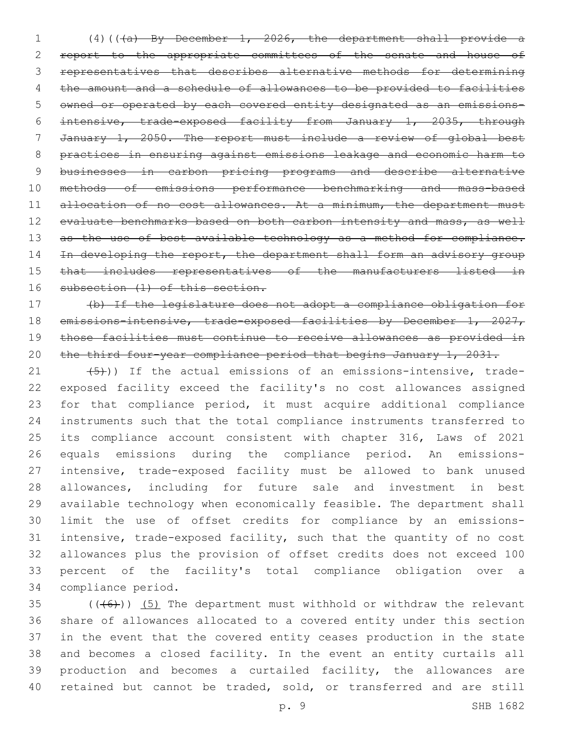(4)(((a) ~~By December 1, 2026, the department shall provide a report to the appropriate committees of the senate and house of representatives that describes alternative methods for determining the amount and a schedule of allowances to be provided to facilities owned or operated by each covered entity designated as an emissions-intensive, trade-exposed facility from January 1, 2035, through January 1, 2050. The report must include a review of global best practices in ensuring against emissions leakage and economic harm to businesses in carbon pricing programs and describe alternative methods of emissions performance benchmarking and mass-based allocation of no cost allowances. At a minimum, the department must evaluate benchmarks based on both carbon intensity and mass, as well as the use of best available technology as a method for compliance. In developing the report, the department shall form an advisory group that includes representatives of the manufacturers listed in subsection (1) of this section.~~

~~(b) If the legislature does not adopt a compliance obligation for emissions-intensive, trade-exposed facilities by December 1, 2027, those facilities must continue to receive allowances as provided in the third four-year compliance period that begins January 1, 2031.~~

~~(5)~~)) If the actual emissions of an emissions-intensive, trade-exposed facility exceed the facility's no cost allowances assigned for that compliance period, it must acquire additional compliance instruments such that the total compliance instruments transferred to its compliance account consistent with chapter 316, Laws of 2021 equals emissions during the compliance period. An emissions-intensive, trade-exposed facility must be allowed to bank unused allowances, including for future sale and investment in best available technology when economically feasible. The department shall limit the use of offset credits for compliance by an emissions-intensive, trade-exposed facility, such that the quantity of no cost allowances plus the provision of offset credits does not exceed 100 percent of the facility's total compliance obligation over a compliance period.

((~~(6)~~)) <u>(5)</u> The department must withhold or withdraw the relevant share of allowances allocated to a covered entity under this section in the event that the covered entity ceases production in the state and becomes a closed facility. In the event an entity curtails all production and becomes a curtailed facility, the allowances are retained but cannot be traded, sold, or transferred and are still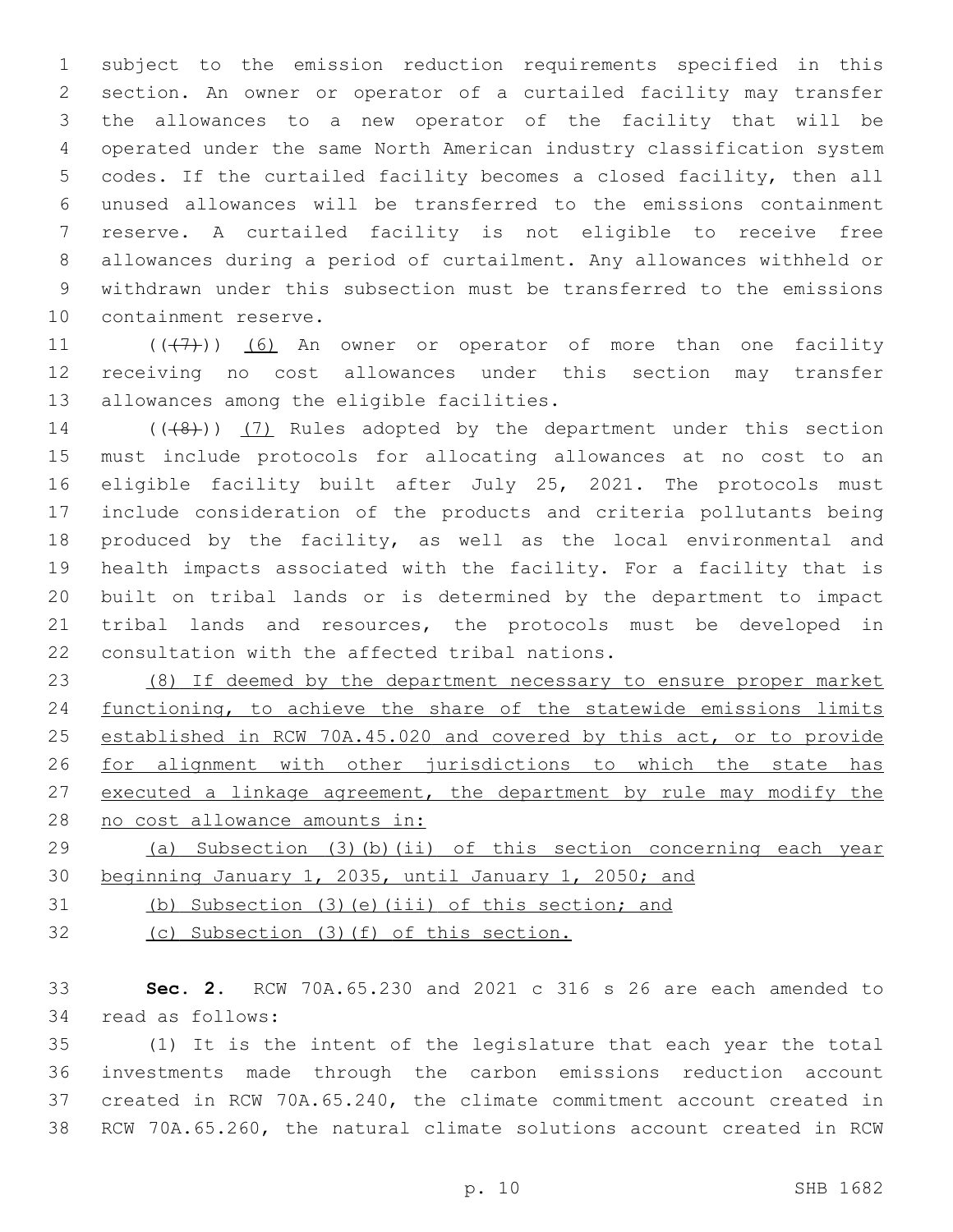subject to the emission reduction requirements specified in this section. An owner or operator of a curtailed facility may transfer the allowances to a new operator of the facility that will be operated under the same North American industry classification system codes. If the curtailed facility becomes a closed facility, then all unused allowances will be transferred to the emissions containment reserve. A curtailed facility is not eligible to receive free allowances during a period of curtailment. Any allowances withheld or withdrawn under this subsection must be transferred to the emissions containment reserve.

~~((7))~~ (6) An owner or operator of more than one facility receiving no cost allowances under this section may transfer allowances among the eligible facilities.

~~((8))~~ (7) Rules adopted by the department under this section must include protocols for allocating allowances at no cost to an eligible facility built after July 25, 2021. The protocols must include consideration of the products and criteria pollutants being produced by the facility, as well as the local environmental and health impacts associated with the facility. For a facility that is built on tribal lands or is determined by the department to impact tribal lands and resources, the protocols must be developed in consultation with the affected tribal nations.

<u>(8) If deemed by the department necessary to ensure proper market functioning, to achieve the share of the statewide emissions limits established in RCW 70A.45.020 and covered by this act, or to provide for alignment with other jurisdictions to which the state has executed a linkage agreement, the department by rule may modify the no cost allowance amounts in:</u>

<u>(a) Subsection (3)(b)(ii) of this section concerning each year beginning January 1, 2035, until January 1, 2050; and</u>

<u>(b) Subsection (3)(e)(iii) of this section; and</u>

<u>(c) Subsection (3)(f) of this section.</u>

**Sec. 2.** RCW 70A.65.230 and 2021 c 316 s 26 are each amended to read as follows:

(1) It is the intent of the legislature that each year the total investments made through the carbon emissions reduction account created in RCW 70A.65.240, the climate commitment account created in RCW 70A.65.260, the natural climate solutions account created in RCW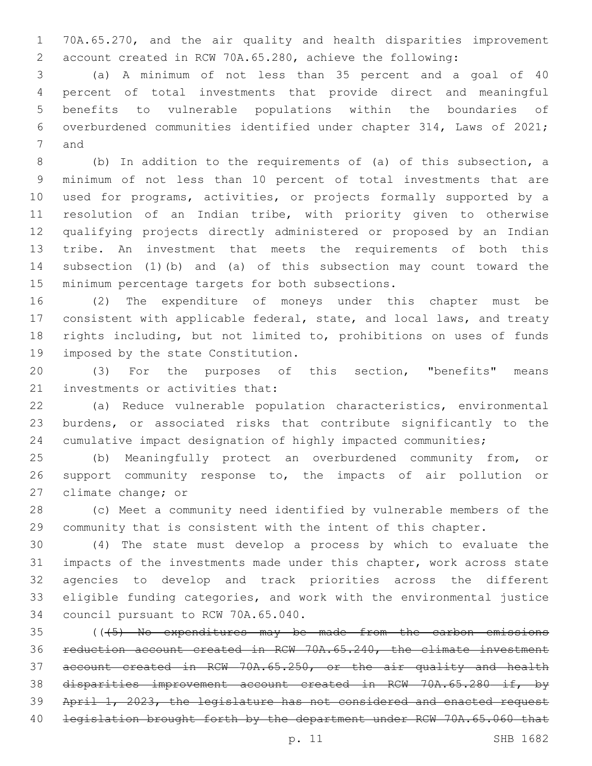70A.65.270, and the air quality and health disparities improvement account created in RCW 70A.65.280, achieve the following:

(a) A minimum of not less than 35 percent and a goal of 40 percent of total investments that provide direct and meaningful benefits to vulnerable populations within the boundaries of overburdened communities identified under chapter 314, Laws of 2021; and

(b) In addition to the requirements of (a) of this subsection, a minimum of not less than 10 percent of total investments that are used for programs, activities, or projects formally supported by a resolution of an Indian tribe, with priority given to otherwise qualifying projects directly administered or proposed by an Indian tribe. An investment that meets the requirements of both this subsection (1)(b) and (a) of this subsection may count toward the minimum percentage targets for both subsections.

(2) The expenditure of moneys under this chapter must be consistent with applicable federal, state, and local laws, and treaty rights including, but not limited to, prohibitions on uses of funds imposed by the state Constitution.

(3) For the purposes of this section, "benefits" means investments or activities that:

(a) Reduce vulnerable population characteristics, environmental burdens, or associated risks that contribute significantly to the cumulative impact designation of highly impacted communities;

(b) Meaningfully protect an overburdened community from, or support community response to, the impacts of air pollution or climate change; or

(c) Meet a community need identified by vulnerable members of the community that is consistent with the intent of this chapter.

(4) The state must develop a process by which to evaluate the impacts of the investments made under this chapter, work across state agencies to develop and track priorities across the different eligible funding categories, and work with the environmental justice council pursuant to RCW 70A.65.040.

((~~(5) No expenditures may be made from the carbon emissions reduction account created in RCW 70A.65.240, the climate investment account created in RCW 70A.65.250, or the air quality and health disparities improvement account created in RCW 70A.65.280 if, by April 1, 2023, the legislature has not considered and enacted request legislation brought forth by the department under RCW 70A.65.060 that~~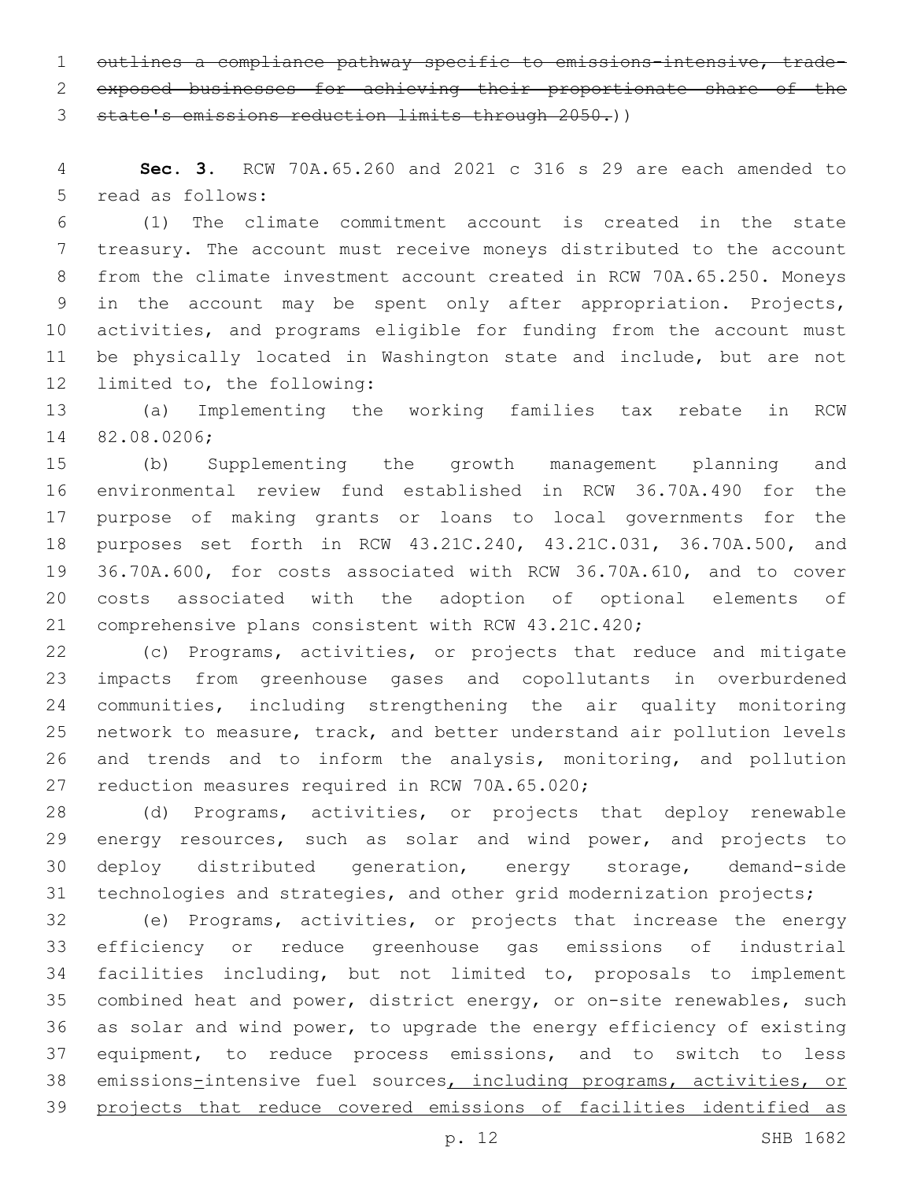~~outlines a compliance pathway specific to emissions-intensive, trade-exposed businesses for achieving their proportionate share of the state's emissions reduction limits through 2050.~~))

**Sec. 3.** RCW 70A.65.260 and 2021 c 316 s 29 are each amended to read as follows:

(1) The climate commitment account is created in the state treasury. The account must receive moneys distributed to the account from the climate investment account created in RCW 70A.65.250. Moneys in the account may be spent only after appropriation. Projects, activities, and programs eligible for funding from the account must be physically located in Washington state and include, but are not limited to, the following:

(a) Implementing the working families tax rebate in RCW 82.08.0206;

(b) Supplementing the growth management planning and environmental review fund established in RCW 36.70A.490 for the purpose of making grants or loans to local governments for the purposes set forth in RCW 43.21C.240, 43.21C.031, 36.70A.500, and 36.70A.600, for costs associated with RCW 36.70A.610, and to cover costs associated with the adoption of optional elements of comprehensive plans consistent with RCW 43.21C.420;

(c) Programs, activities, or projects that reduce and mitigate impacts from greenhouse gases and copollutants in overburdened communities, including strengthening the air quality monitoring network to measure, track, and better understand air pollution levels and trends and to inform the analysis, monitoring, and pollution reduction measures required in RCW 70A.65.020;

(d) Programs, activities, or projects that deploy renewable energy resources, such as solar and wind power, and projects to deploy distributed generation, energy storage, demand-side technologies and strategies, and other grid modernization projects;

(e) Programs, activities, or projects that increase the energy efficiency or reduce greenhouse gas emissions of industrial facilities including, but not limited to, proposals to implement combined heat and power, district energy, or on-site renewables, such as solar and wind power, to upgrade the energy efficiency of existing equipment, to reduce process emissions, and to switch to less emissions-intensive fuel sources<u>, including programs, activities, or projects that reduce covered emissions of facilities identified as</u>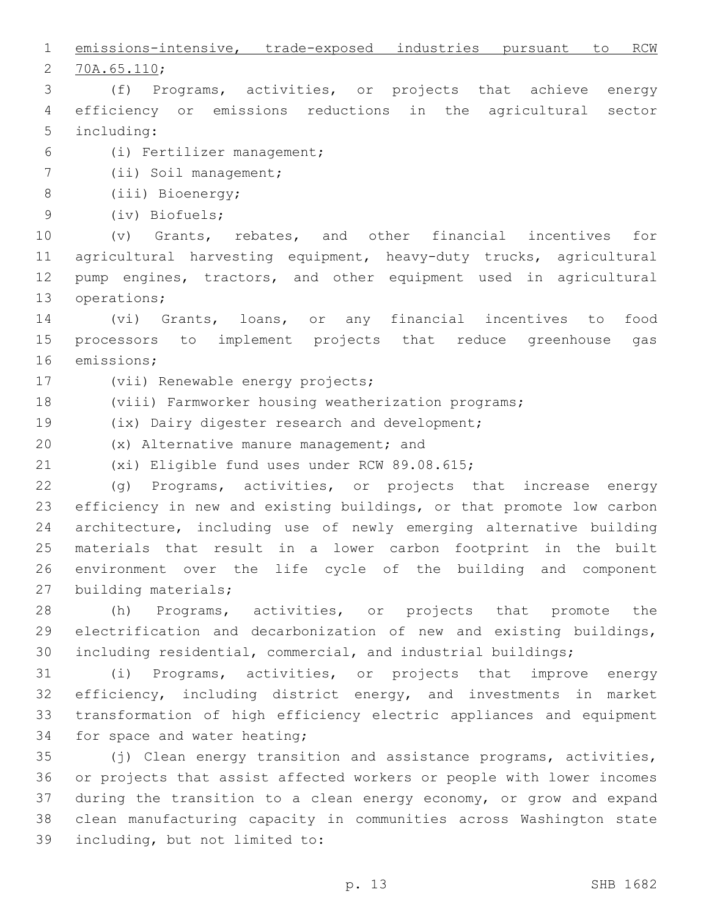emissions-intensive, trade-exposed industries pursuant to RCW 70A.65.110;

(f) Programs, activities, or projects that achieve energy efficiency or emissions reductions in the agricultural sector including:

(i) Fertilizer management;

(ii) Soil management;

(iii) Bioenergy;

(iv) Biofuels;

(v) Grants, rebates, and other financial incentives for agricultural harvesting equipment, heavy-duty trucks, agricultural pump engines, tractors, and other equipment used in agricultural operations;

(vi) Grants, loans, or any financial incentives to food processors to implement projects that reduce greenhouse gas emissions;

(vii) Renewable energy projects;

(viii) Farmworker housing weatherization programs;

(ix) Dairy digester research and development;

(x) Alternative manure management; and

(xi) Eligible fund uses under RCW 89.08.615;

(g) Programs, activities, or projects that increase energy efficiency in new and existing buildings, or that promote low carbon architecture, including use of newly emerging alternative building materials that result in a lower carbon footprint in the built environment over the life cycle of the building and component building materials;

(h) Programs, activities, or projects that promote the electrification and decarbonization of new and existing buildings, including residential, commercial, and industrial buildings;

(i) Programs, activities, or projects that improve energy efficiency, including district energy, and investments in market transformation of high efficiency electric appliances and equipment for space and water heating;

(j) Clean energy transition and assistance programs, activities, or projects that assist affected workers or people with lower incomes during the transition to a clean energy economy, or grow and expand clean manufacturing capacity in communities across Washington state including, but not limited to: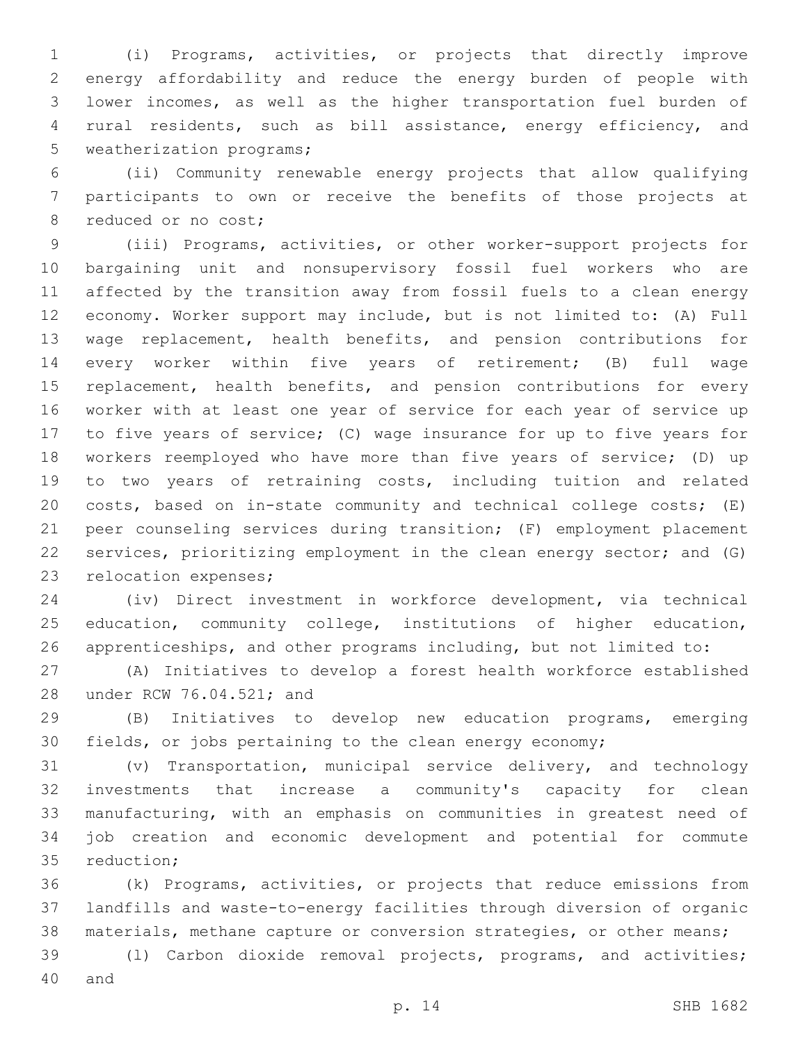(i) Programs, activities, or projects that directly improve energy affordability and reduce the energy burden of people with lower incomes, as well as the higher transportation fuel burden of rural residents, such as bill assistance, energy efficiency, and weatherization programs;

(ii) Community renewable energy projects that allow qualifying participants to own or receive the benefits of those projects at reduced or no cost;

(iii) Programs, activities, or other worker-support projects for bargaining unit and nonsupervisory fossil fuel workers who are affected by the transition away from fossil fuels to a clean energy economy. Worker support may include, but is not limited to: (A) Full wage replacement, health benefits, and pension contributions for every worker within five years of retirement; (B) full wage replacement, health benefits, and pension contributions for every worker with at least one year of service for each year of service up to five years of service; (C) wage insurance for up to five years for workers reemployed who have more than five years of service; (D) up to two years of retraining costs, including tuition and related costs, based on in-state community and technical college costs; (E) peer counseling services during transition; (F) employment placement services, prioritizing employment in the clean energy sector; and (G) relocation expenses;

(iv) Direct investment in workforce development, via technical education, community college, institutions of higher education, apprenticeships, and other programs including, but not limited to:

(A) Initiatives to develop a forest health workforce established under RCW 76.04.521; and

(B) Initiatives to develop new education programs, emerging fields, or jobs pertaining to the clean energy economy;

(v) Transportation, municipal service delivery, and technology investments that increase a community's capacity for clean manufacturing, with an emphasis on communities in greatest need of job creation and economic development and potential for commute reduction;

(k) Programs, activities, or projects that reduce emissions from landfills and waste-to-energy facilities through diversion of organic materials, methane capture or conversion strategies, or other means;

(l) Carbon dioxide removal projects, programs, and activities; and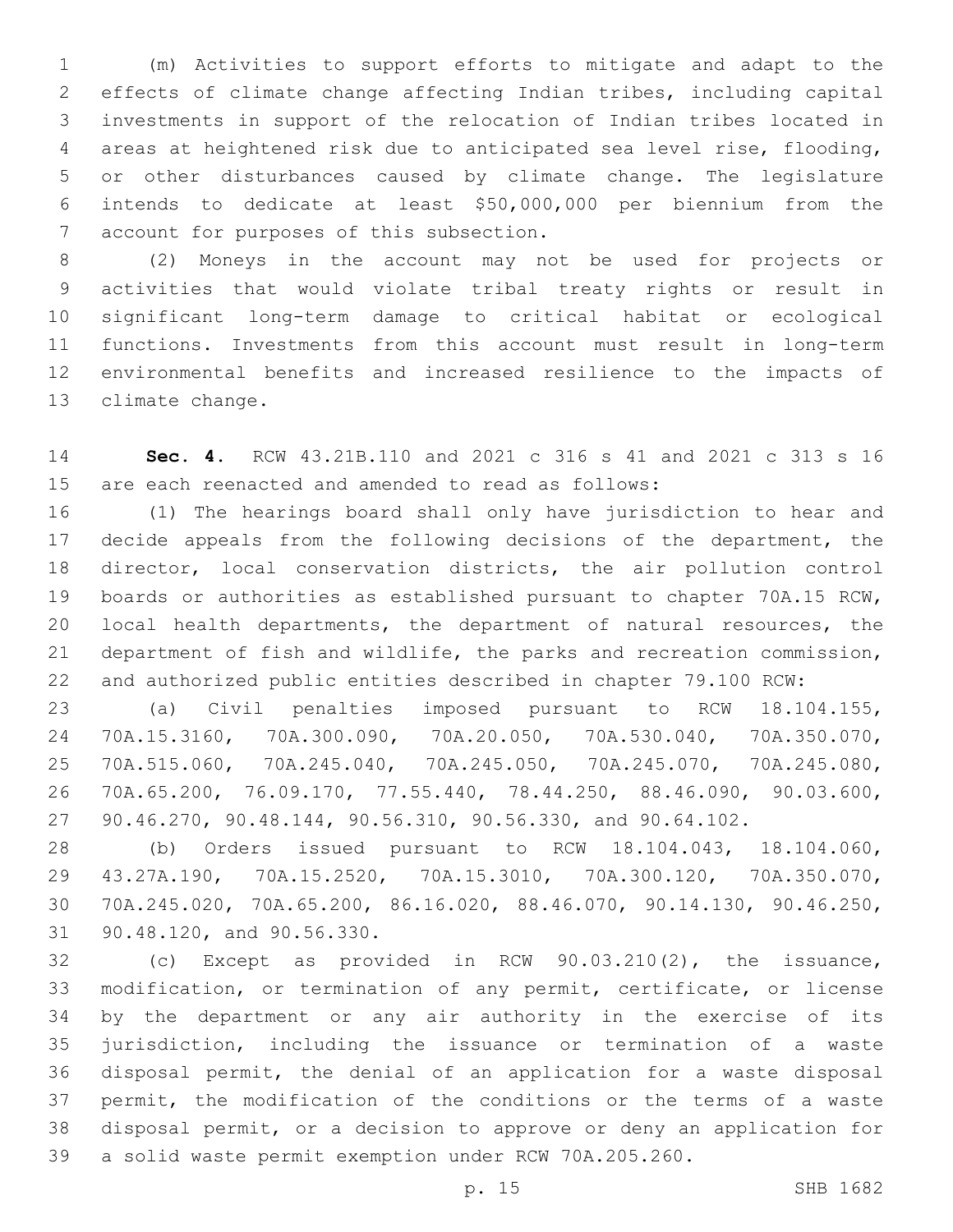(m) Activities to support efforts to mitigate and adapt to the effects of climate change affecting Indian tribes, including capital investments in support of the relocation of Indian tribes located in areas at heightened risk due to anticipated sea level rise, flooding, or other disturbances caused by climate change. The legislature intends to dedicate at least $50,000,000 per biennium from the account for purposes of this subsection.

(2) Moneys in the account may not be used for projects or activities that would violate tribal treaty rights or result in significant long-term damage to critical habitat or ecological functions. Investments from this account must result in long-term environmental benefits and increased resilience to the impacts of climate change.

**Sec. 4.** RCW 43.21B.110 and 2021 c 316 s 41 and 2021 c 313 s 16 are each reenacted and amended to read as follows:

(1) The hearings board shall only have jurisdiction to hear and decide appeals from the following decisions of the department, the director, local conservation districts, the air pollution control boards or authorities as established pursuant to chapter 70A.15 RCW, local health departments, the department of natural resources, the department of fish and wildlife, the parks and recreation commission, and authorized public entities described in chapter 79.100 RCW:

(a) Civil penalties imposed pursuant to RCW 18.104.155, 70A.15.3160, 70A.300.090, 70A.20.050, 70A.530.040, 70A.350.070, 70A.515.060, 70A.245.040, 70A.245.050, 70A.245.070, 70A.245.080, 70A.65.200, 76.09.170, 77.55.440, 78.44.250, 88.46.090, 90.03.600, 90.46.270, 90.48.144, 90.56.310, 90.56.330, and 90.64.102.

(b) Orders issued pursuant to RCW 18.104.043, 18.104.060, 43.27A.190, 70A.15.2520, 70A.15.3010, 70A.300.120, 70A.350.070, 70A.245.020, 70A.65.200, 86.16.020, 88.46.070, 90.14.130, 90.46.250, 90.48.120, and 90.56.330.

(c) Except as provided in RCW 90.03.210(2), the issuance, modification, or termination of any permit, certificate, or license by the department or any air authority in the exercise of its jurisdiction, including the issuance or termination of a waste disposal permit, the denial of an application for a waste disposal permit, the modification of the conditions or the terms of a waste disposal permit, or a decision to approve or deny an application for a solid waste permit exemption under RCW 70A.205.260.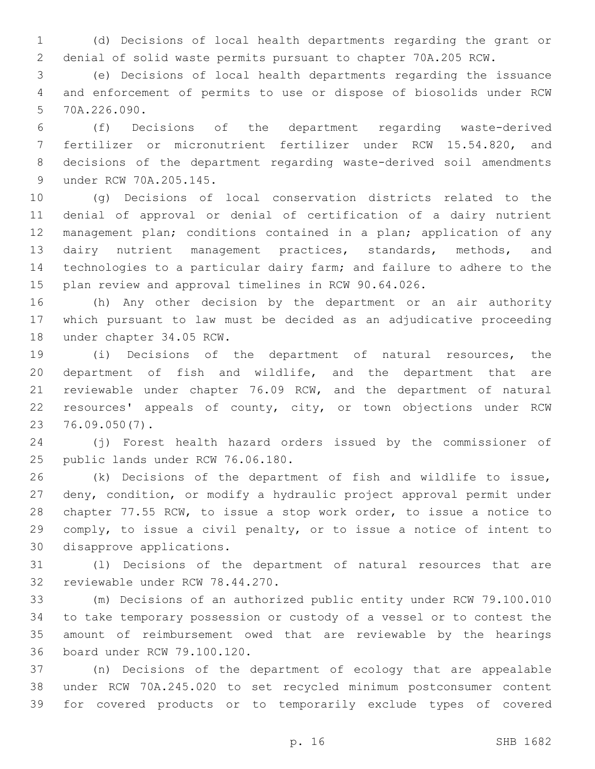(d) Decisions of local health departments regarding the grant or denial of solid waste permits pursuant to chapter 70A.205 RCW.

(e) Decisions of local health departments regarding the issuance and enforcement of permits to use or dispose of biosolids under RCW 70A.226.090.

(f) Decisions of the department regarding waste-derived fertilizer or micronutrient fertilizer under RCW 15.54.820, and decisions of the department regarding waste-derived soil amendments under RCW 70A.205.145.

(g) Decisions of local conservation districts related to the denial of approval or denial of certification of a dairy nutrient management plan; conditions contained in a plan; application of any dairy nutrient management practices, standards, methods, and technologies to a particular dairy farm; and failure to adhere to the plan review and approval timelines in RCW 90.64.026.

(h) Any other decision by the department or an air authority which pursuant to law must be decided as an adjudicative proceeding under chapter 34.05 RCW.

(i) Decisions of the department of natural resources, the department of fish and wildlife, and the department that are reviewable under chapter 76.09 RCW, and the department of natural resources' appeals of county, city, or town objections under RCW 76.09.050(7).

(j) Forest health hazard orders issued by the commissioner of public lands under RCW 76.06.180.

(k) Decisions of the department of fish and wildlife to issue, deny, condition, or modify a hydraulic project approval permit under chapter 77.55 RCW, to issue a stop work order, to issue a notice to comply, to issue a civil penalty, or to issue a notice of intent to disapprove applications.

(l) Decisions of the department of natural resources that are reviewable under RCW 78.44.270.

(m) Decisions of an authorized public entity under RCW 79.100.010 to take temporary possession or custody of a vessel or to contest the amount of reimbursement owed that are reviewable by the hearings board under RCW 79.100.120.

(n) Decisions of the department of ecology that are appealable under RCW 70A.245.020 to set recycled minimum postconsumer content for covered products or to temporarily exclude types of covered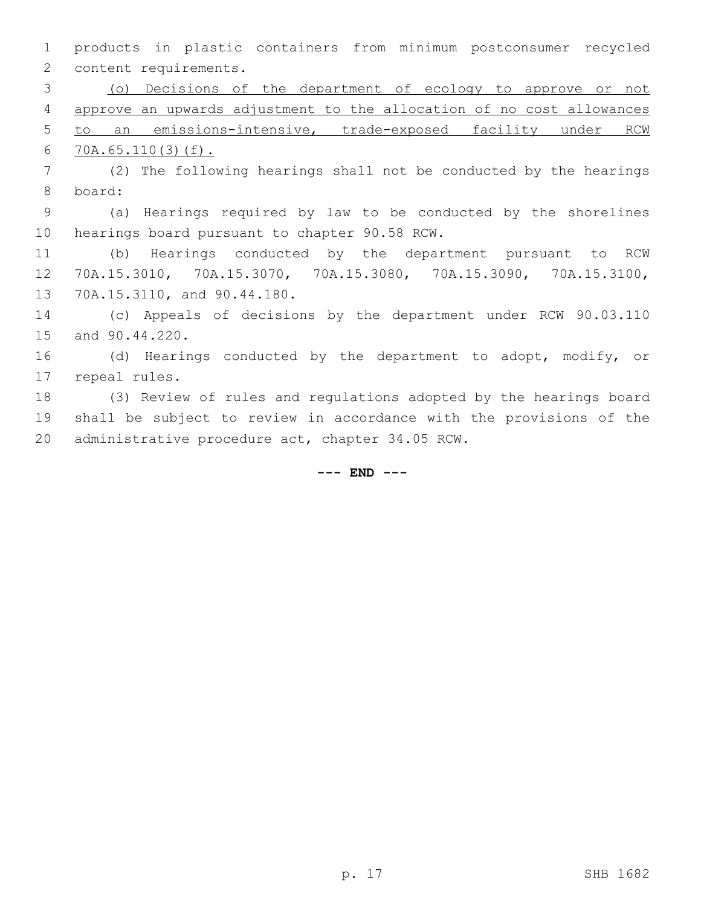products in plastic containers from minimum postconsumer recycled content requirements.

<u>(o) Decisions of the department of ecology to approve or not approve an upwards adjustment to the allocation of no cost allowances to an emissions-intensive, trade-exposed facility under RCW 70A.65.110(3)(f).</u>

(2) The following hearings shall not be conducted by the hearings board:

(a) Hearings required by law to be conducted by the shorelines hearings board pursuant to chapter 90.58 RCW.

(b) Hearings conducted by the department pursuant to RCW 70A.15.3010, 70A.15.3070, 70A.15.3080, 70A.15.3090, 70A.15.3100, 70A.15.3110, and 90.44.180.

(c) Appeals of decisions by the department under RCW 90.03.110 and 90.44.220.

(d) Hearings conducted by the department to adopt, modify, or repeal rules.

(3) Review of rules and regulations adopted by the hearings board shall be subject to review in accordance with the provisions of the administrative procedure act, chapter 34.05 RCW.

**--- END ---**